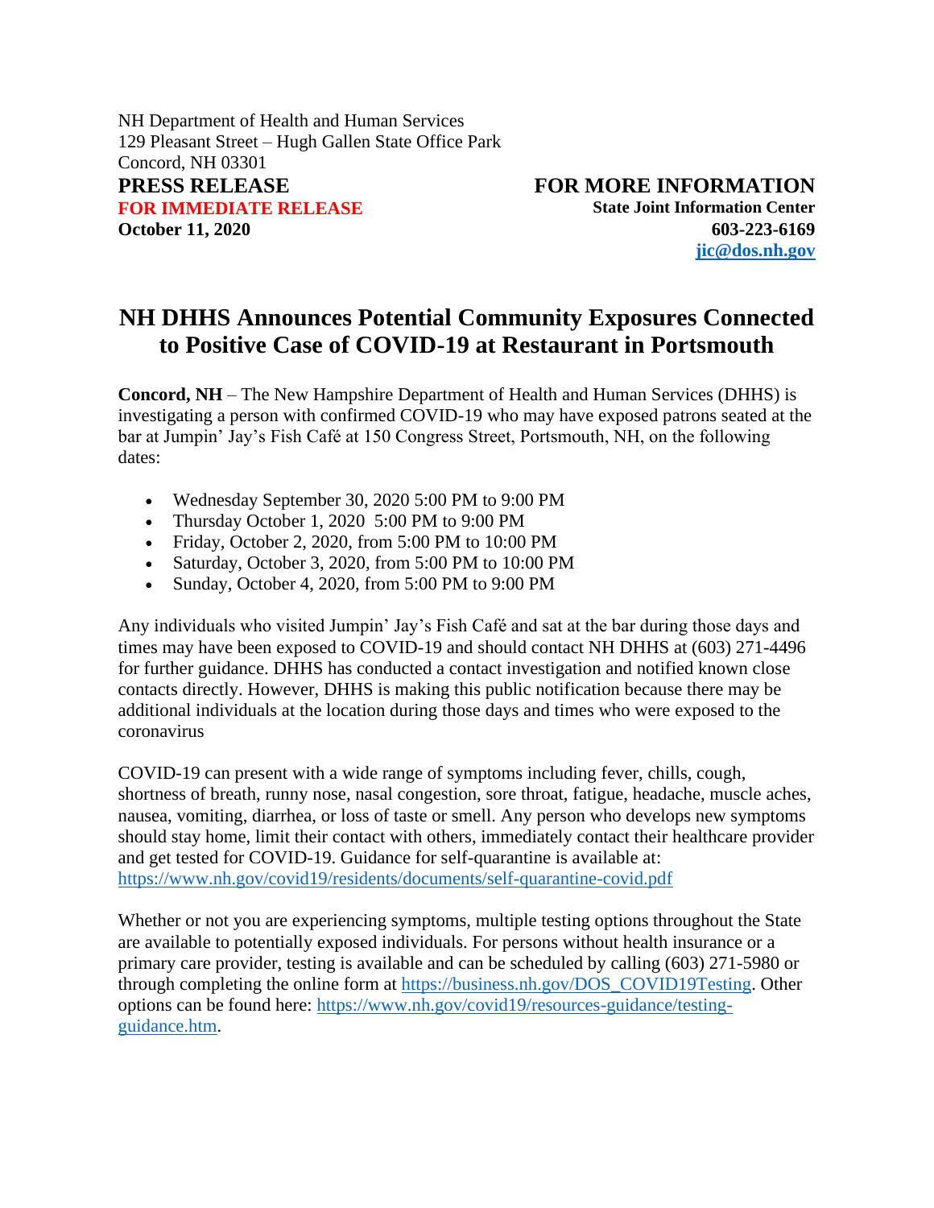NH Department of Health and Human Services
129 Pleasant Street – Hugh Gallen State Office Park
Concord, NH 03301

**PRESS RELEASE**
**FOR IMMEDIATE RELEASE**
**October 11, 2020**

**FOR MORE INFORMATION**
**State Joint Information Center**
**603-223-6169**
**jic@dos.nh.gov**

# NH DHHS Announces Potential Community Exposures Connected to Positive Case of COVID-19 at Restaurant in Portsmouth

**Concord, NH** – The New Hampshire Department of Health and Human Services (DHHS) is investigating a person with confirmed COVID-19 who may have exposed patrons seated at the bar at Jumpin' Jay's Fish Café at 150 Congress Street, Portsmouth, NH, on the following dates:

- Wednesday September 30, 2020 5:00 PM to 9:00 PM
- Thursday October 1, 2020 5:00 PM to 9:00 PM
- Friday, October 2, 2020, from 5:00 PM to 10:00 PM
- Saturday, October 3, 2020, from 5:00 PM to 10:00 PM
- Sunday, October 4, 2020, from 5:00 PM to 9:00 PM

Any individuals who visited Jumpin' Jay's Fish Café and sat at the bar during those days and times may have been exposed to COVID-19 and should contact NH DHHS at (603) 271-4496 for further guidance. DHHS has conducted a contact investigation and notified known close contacts directly. However, DHHS is making this public notification because there may be additional individuals at the location during those days and times who were exposed to the coronavirus

COVID-19 can present with a wide range of symptoms including fever, chills, cough, shortness of breath, runny nose, nasal congestion, sore throat, fatigue, headache, muscle aches, nausea, vomiting, diarrhea, or loss of taste or smell. Any person who develops new symptoms should stay home, limit their contact with others, immediately contact their healthcare provider and get tested for COVID-19. Guidance for self-quarantine is available at: https://www.nh.gov/covid19/residents/documents/self-quarantine-covid.pdf

Whether or not you are experiencing symptoms, multiple testing options throughout the State are available to potentially exposed individuals. For persons without health insurance or a primary care provider, testing is available and can be scheduled by calling (603) 271-5980 or through completing the online form at https://business.nh.gov/DOS_COVID19Testing. Other options can be found here: https://www.nh.gov/covid19/resources-guidance/testing-guidance.htm.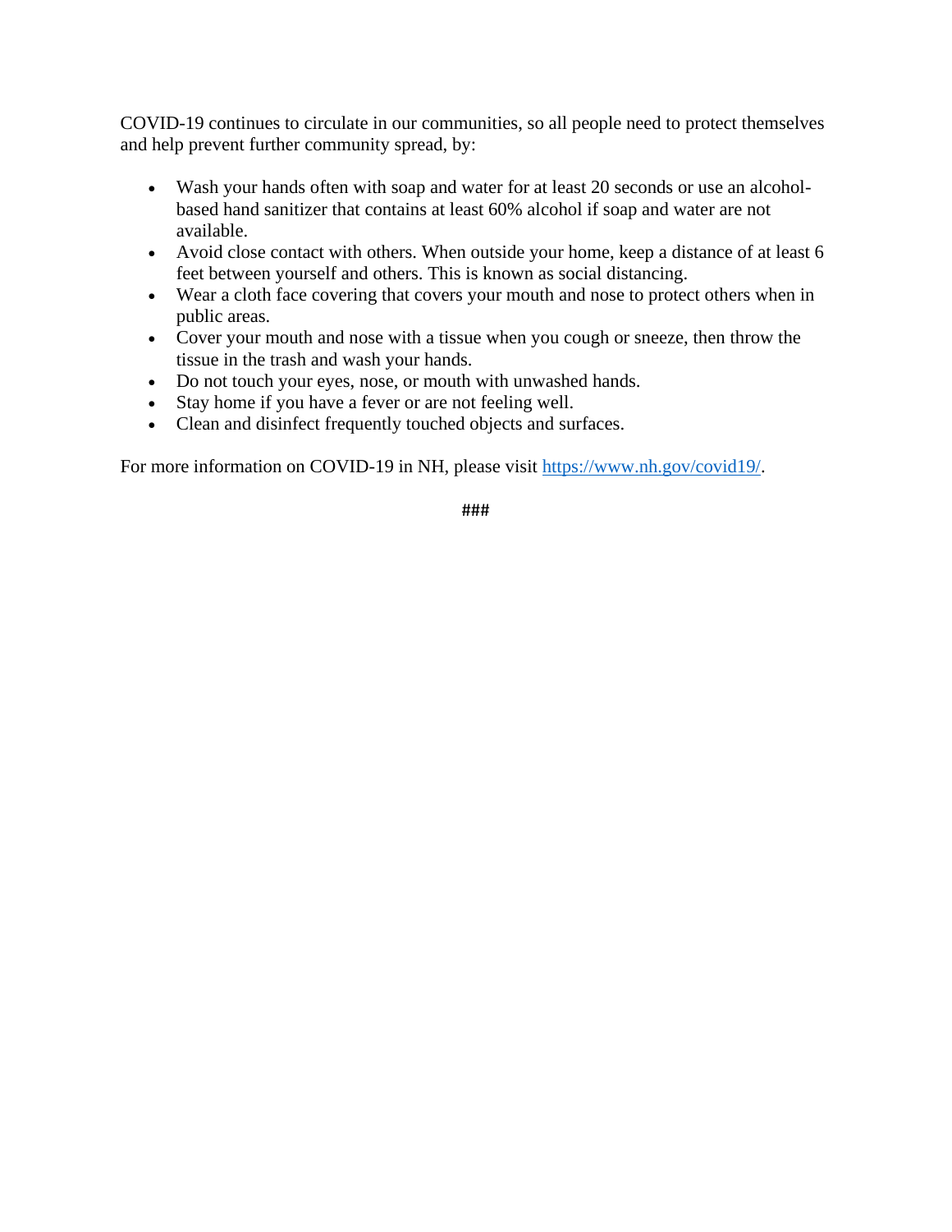COVID-19 continues to circulate in our communities, so all people need to protect themselves and help prevent further community spread, by:

- Wash your hands often with soap and water for at least 20 seconds or use an alcohol-based hand sanitizer that contains at least 60% alcohol if soap and water are not available.
- Avoid close contact with others. When outside your home, keep a distance of at least 6 feet between yourself and others. This is known as social distancing.
- Wear a cloth face covering that covers your mouth and nose to protect others when in public areas.
- Cover your mouth and nose with a tissue when you cough or sneeze, then throw the tissue in the trash and wash your hands.
- Do not touch your eyes, nose, or mouth with unwashed hands.
- Stay home if you have a fever or are not feeling well.
- Clean and disinfect frequently touched objects and surfaces.

For more information on COVID-19 in NH, please visit https://www.nh.gov/covid19/.

###